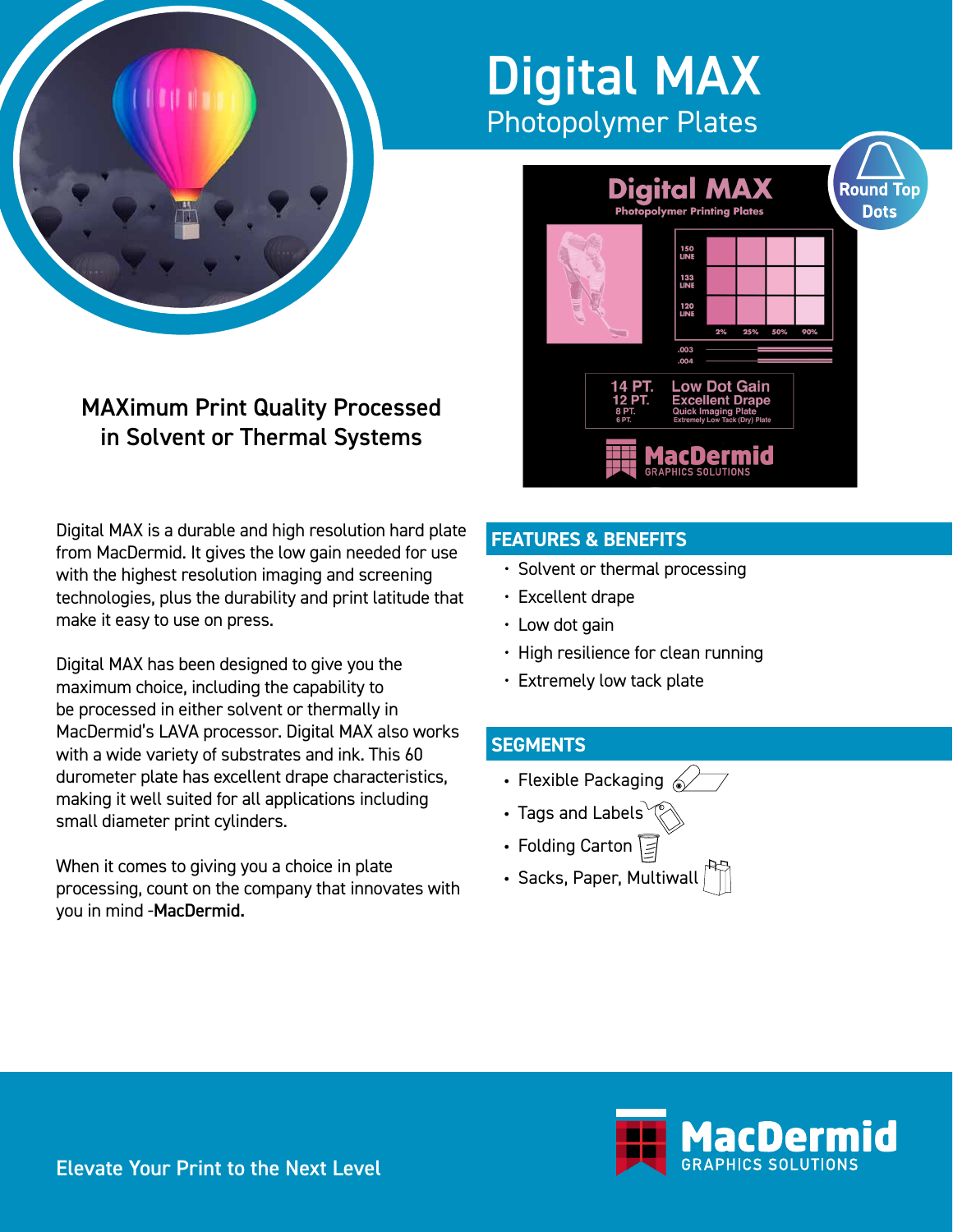# Digital MAX

## Photopolymer Plates

### MAXimum Print Quality Processed in Solvent or Thermal Systems

Digital MAX is a durable and high resolution hard plate from MacDermid. It gives the low gain needed for use with the highest resolution imaging and screening technologies, plus the durability and print latitude that make it easy to use on press.

Digital MAX has been designed to give you the maximum choice, including the capability to be processed in either solvent or thermally in MacDermid's LAVA processor. Digital MAX also works with a wide variety of substrates and ink. This 60 durometer plate has excellent drape characteristics, making it well suited for all applications including small diameter print cylinders.

When it comes to giving you a choice in plate processing, count on the company that innovates with you in mind -**MacDermid.**

## FEATURES & BENEFITS

- Solvent or thermal processing
- Excellent drape
- Low dot gain
- High resilience for clean running
- Extremely low tack plate

## SEGMENTS

- Flexible Packaging
- Tags and Labels
- Folding Carton
- Sacks, Paper, Multiwall

Elevate Your Print to the Next Level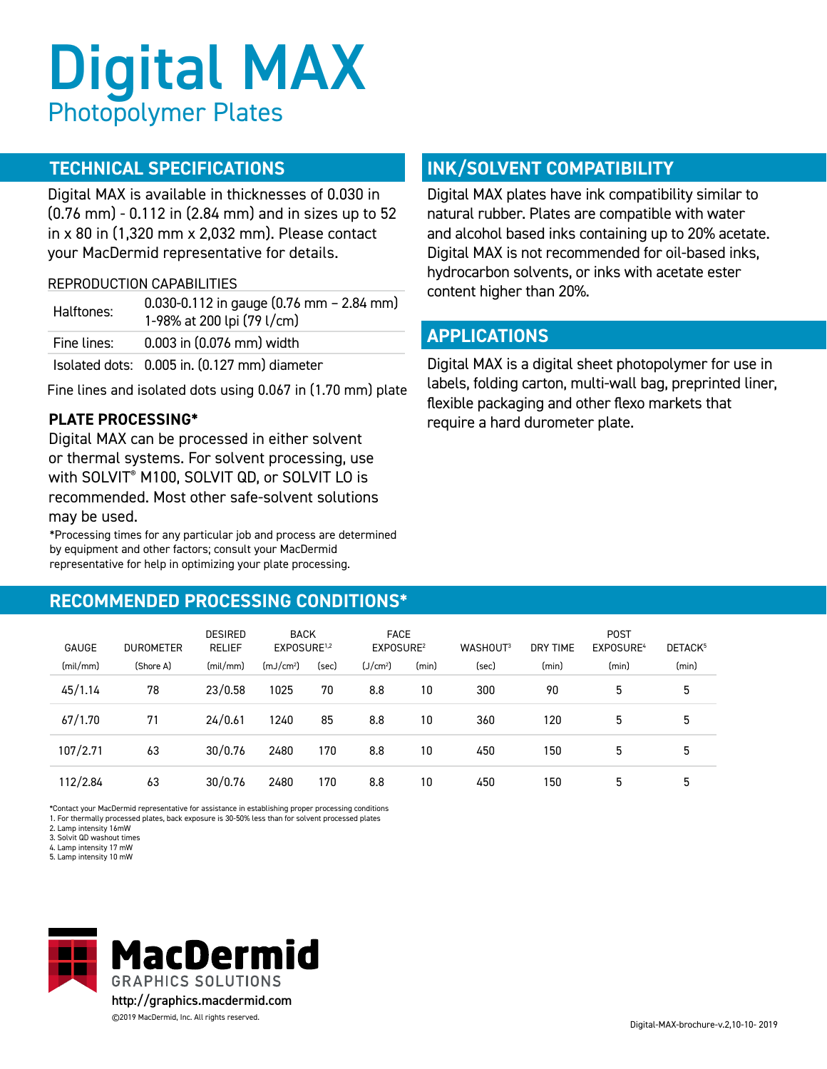# Digital MAX

Photopolymer Plates

## TECHNICAL SPECIFICATIONS

Digital MAX is available in thicknesses of 0.030 in (0.76 mm) - 0.112 in (2.84 mm) and in sizes up to 52 in x 80 in (1,320 mm x 2,032 mm). Please contact your MacDermid representative for details.

REPRODUCTION CAPABILITIES

| | |
|---|---|
| Halftones: | 0.030-0.112 in gauge (0.76 mm – 2.84 mm) 1-98% at 200 lpi (79 l/cm) |
| Fine lines: | 0.003 in (0.076 mm) width |
| Isolated dots: | 0.005 in. (0.127 mm) diameter |

Fine lines and isolated dots using 0.067 in (1.70 mm) plate

### PLATE PROCESSING*

Digital MAX can be processed in either solvent or thermal systems. For solvent processing, use with SOLVIT® M100, SOLVIT QD, or SOLVIT LO is recommended. Most other safe-solvent solutions may be used.

*Processing times for any particular job and process are determined by equipment and other factors; consult your MacDermid representative for help in optimizing your plate processing.

## INK/SOLVENT COMPATIBILITY

Digital MAX plates have ink compatibility similar to natural rubber. Plates are compatible with water and alcohol based inks containing up to 20% acetate. Digital MAX is not recommended for oil-based inks, hydrocarbon solvents, or inks with acetate ester content higher than 20%.

## APPLICATIONS

Digital MAX is a digital sheet photopolymer for use in labels, folding carton, multi-wall bag, preprinted liner, flexible packaging and other flexo markets that require a hard durometer plate.

## RECOMMENDED PROCESSING CONDITIONS*

| GAUGE | DUROMETER | DESIRED RELIEF | BACK EXPOSURE[1,2] | | FACE EXPOSURE[2] | | WASHOUT[3] | DRY TIME | POST EXPOSURE[4] | DETACK[5] |
|---|---|---|---|---|---|---|---|---|---|---|
| (mil/mm) | (Shore A) | (mil/mm) | (mJ/cm²) | (sec) | (J/cm²) | (min) | (sec) | (min) | (min) | (min) |
| 45/1.14 | 78 | 23/0.58 | 1025 | 70 | 8.8 | 10 | 300 | 90 | 5 | 5 |
| 67/1.70 | 71 | 24/0.61 | 1240 | 85 | 8.8 | 10 | 360 | 120 | 5 | 5 |
| 107/2.71 | 63 | 30/0.76 | 2480 | 170 | 8.8 | 10 | 450 | 150 | 5 | 5 |
| 112/2.84 | 63 | 30/0.76 | 2480 | 170 | 8.8 | 10 | 450 | 150 | 5 | 5 |

*Contact your MacDermid representative for assistance in establishing proper processing conditions
1. For thermally processed plates, back exposure is 30-50% less than for solvent processed plates
2. Lamp intensity 16mW
3. Solvit QD washout times
4. Lamp intensity 17 mW
5. Lamp intensity 10 mW

MacDermid
GRAPHICS SOLUTIONS
http://graphics.macdermid.com
©2019 MacDermid, Inc. All rights reserved.

Digital-MAX-brochure-v.2,10-10- 2019